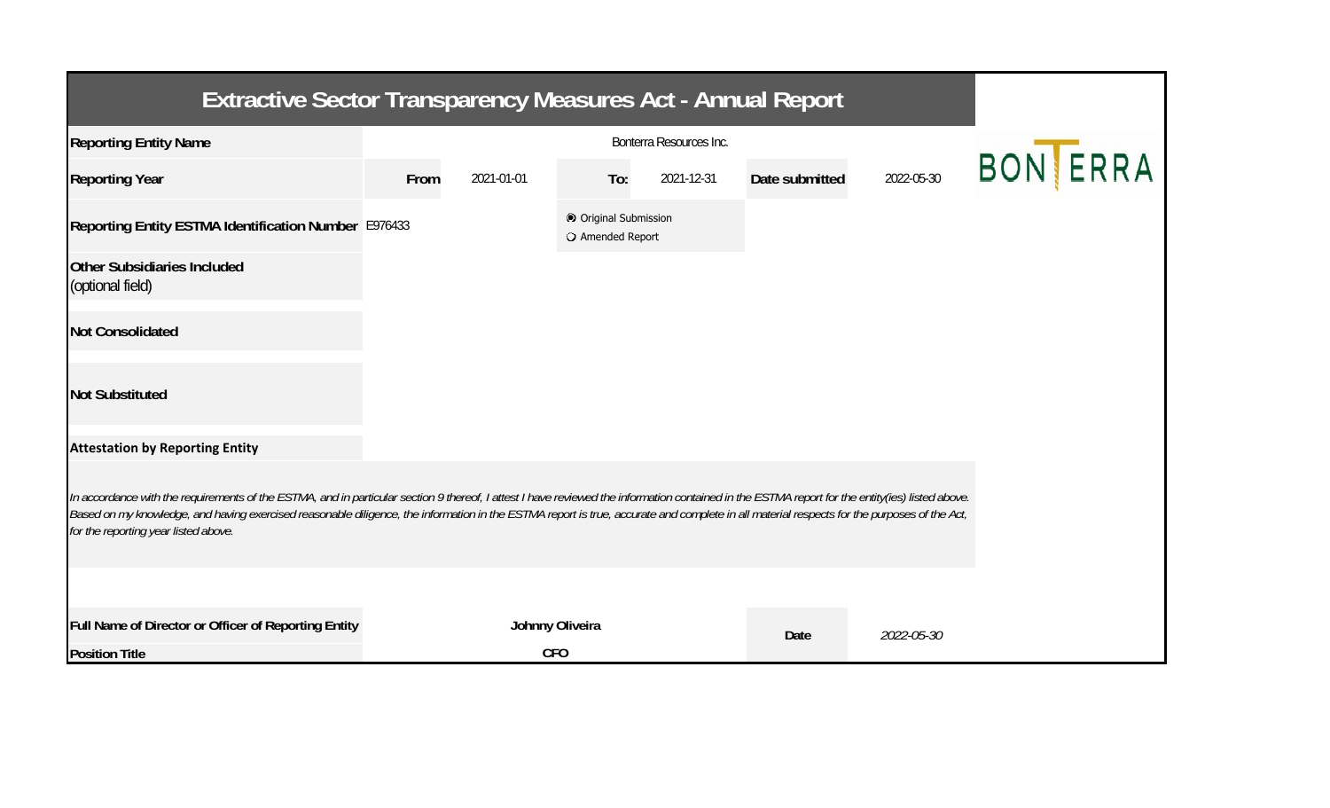# Extractive Sector Transparency Measures Act - Annual Report

| | | | | | | |
|---|---|---|---|---|---|---|
| **Reporting Entity Name** | Bonterra Resources Inc. | | | | | |
| **Reporting Year** | **From** | 2021-01-01 | **To:** | 2021-12-31 | **Date submitted** | 2022-05-30 |
| **Reporting Entity ESTMA Identification Number** | E976433 | | ◉ Original Submission<br>○ Amended Report | | | |
| **Other Subsidiaries Included** (optional field) | | | | | | |
| **Not Consolidated** | | | | | | |
| **Not Substituted** | | | | | | |

**Attestation by Reporting Entity**

*In accordance with the requirements of the ESTMA, and in particular section 9 thereof, I attest I have reviewed the information contained in the ESTMA report for the entity(ies) listed above. Based on my knowledge, and having exercised reasonable diligence, the information in the ESTMA report is true, accurate and complete in all material respects for the purposes of the Act, for the reporting year listed above.*

| | | | |
|---|---|---|---|
| **Full Name of Director or Officer of Reporting Entity** | **Johnny Oliveira** | **Date** | *2022-05-30* |
| **Position Title** | **CFO** | | |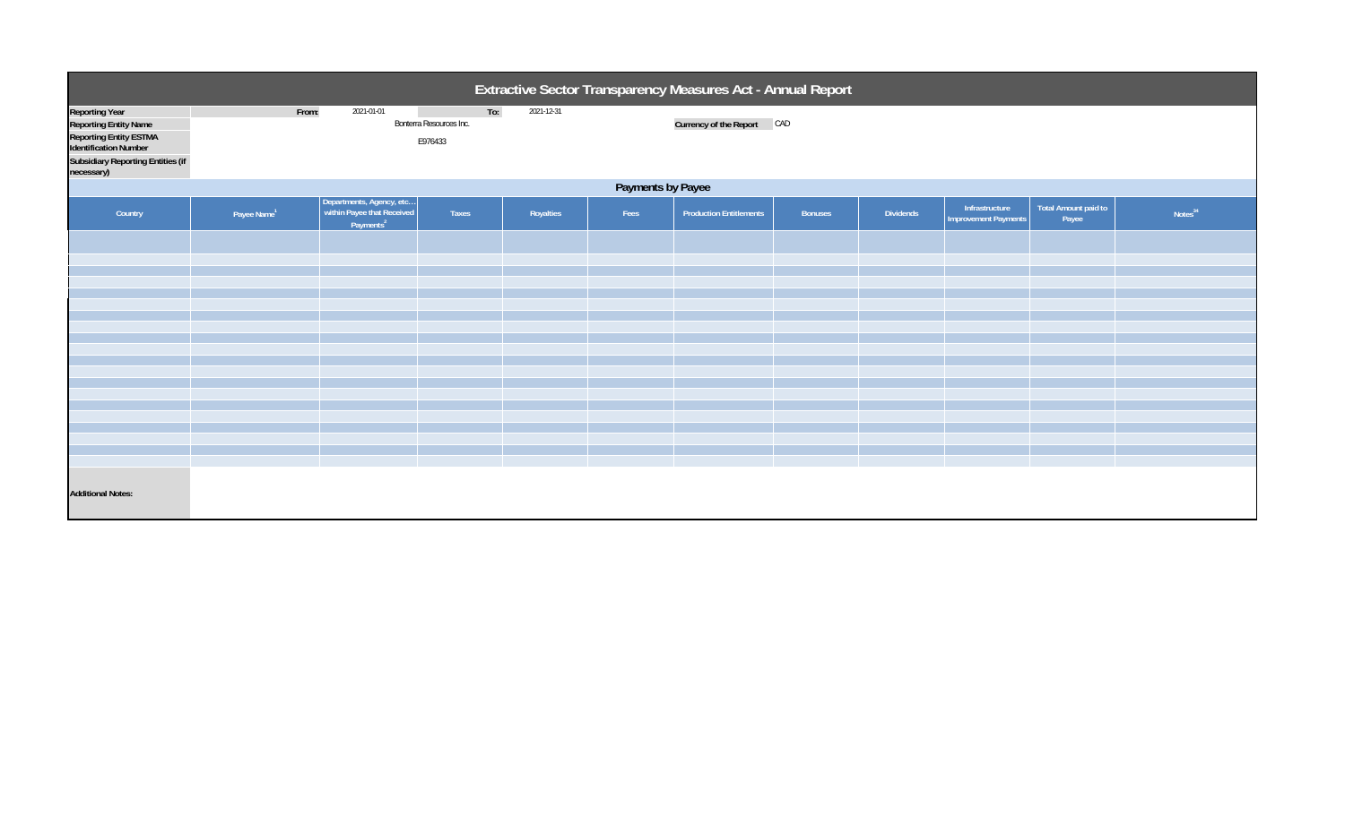# Extractive Sector Transparency Measures Act - Annual Report

| | | | | | |
|---|---|---|---|---|---|
| **Reporting Year** | From: | 2021-01-01 | To: | 2021-12-31 | |
| **Reporting Entity Name** | Bonterra Resources Inc. | | | **Currency of the Report** | CAD |
| **Reporting Entity ESTMA Identification Number** | E976433 | | | | |
| **Subsidiary Reporting Entities (if necessary)** | | | | | |

## Payments by Payee

| Country | Payee Name[1] | Departments, Agency, etc… within Payee that Received Payments[2] | Taxes | Royalties | Fees | Production Entitlements | Bonuses | Dividends | Infrastructure Improvement Payments | Total Amount paid to Payee | Notes[34] |
|---|---|---|---|---|---|---|---|---|---|---|---|
| | | | | | | | | | | | |

**Additional Notes:**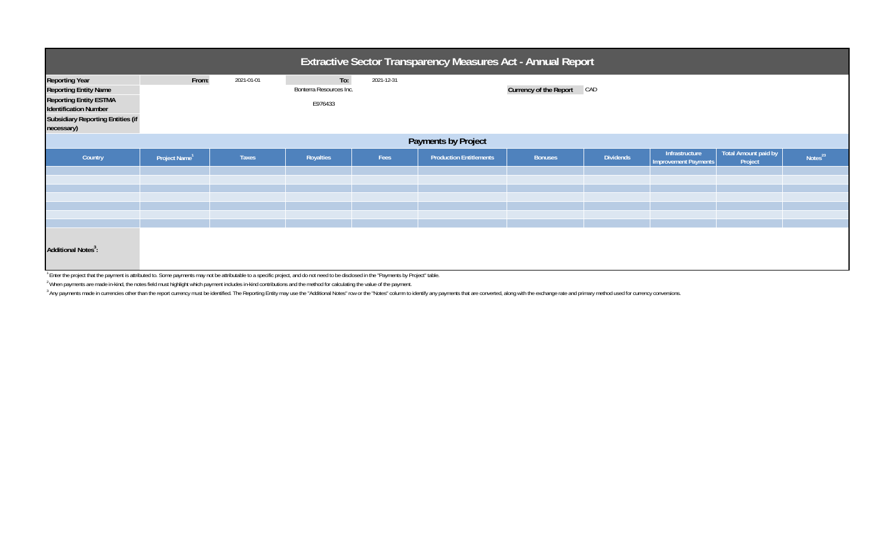# Extractive Sector Transparency Measures Act - Annual Report

| | | | | | |
|---|---|---|---|---|---|
| **Reporting Year** | From: | 2021-01-01 | To: | 2021-12-31 | |
| **Reporting Entity Name** | | Bonterra Resources Inc. | | **Currency of the Report** | CAD |
| **Reporting Entity ESTMA Identification Number** | | E976433 | | | |
| **Subsidiary Reporting Entities (if necessary)** | | | | | |

## Payments by Project

| Country | Project Name[1] | Taxes | Royalties | Fees | Production Entitlements | Bonuses | Dividends | Infrastructure Improvement Payments | Total Amount paid by Project | Notes[23] |
|---|---|---|---|---|---|---|---|---|---|---|
| | | | | | | | | | | |
| | | | | | | | | | | |
| | | | | | | | | | | |
| | | | | | | | | | | |
| | | | | | | | | | | |
| | | | | | | | | | | |
| | | | | | | | | | | |

**Additional Notes[3]:**

[1] Enter the project that the payment is attributed to. Some payments may not be attributable to a specific project, and do not need to be disclosed in the "Payments by Project" table.

[2] When payments are made in-kind, the notes field must highlight which payment includes in-kind contributions and the method for calculating the value of the payment.

[3] Any payments made in currencies other than the report currency must be identified. The Reporting Entity may use the "Additional Notes" row or the "Notes" column to identify any payments that are converted, along with the exchange rate and primary method used for currency conversions.